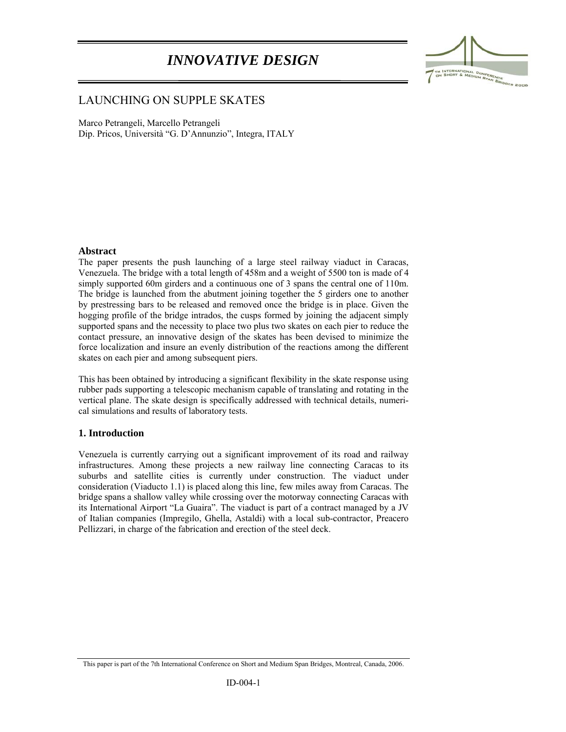# *INNOVATIVE DESIGN*

## LAUNCHING ON SUPPLE SKATES

Marco Petrangeli, Marcello Petrangeli
Dip. Pricos, Università "G. D'Annunzio", Integra, ITALY

### Abstract

The paper presents the push launching of a large steel railway viaduct in Caracas, Venezuela. The bridge with a total length of 458m and a weight of 5500 ton is made of 4 simply supported 60m girders and a continuous one of 3 spans the central one of 110m. The bridge is launched from the abutment joining together the 5 girders one to another by prestressing bars to be released and removed once the bridge is in place. Given the hogging profile of the bridge intrados, the cusps formed by joining the adjacent simply supported spans and the necessity to place two plus two skates on each pier to reduce the contact pressure, an innovative design of the skates has been devised to minimize the force localization and insure an evenly distribution of the reactions among the different skates on each pier and among subsequent piers.

This has been obtained by introducing a significant flexibility in the skate response using rubber pads supporting a telescopic mechanism capable of translating and rotating in the vertical plane. The skate design is specifically addressed with technical details, numerical simulations and results of laboratory tests.

### 1. Introduction

Venezuela is currently carrying out a significant improvement of its road and railway infrastructures. Among these projects a new railway line connecting Caracas to its suburbs and satellite cities is currently under construction. The viaduct under consideration (Viaducto 1.1) is placed along this line, few miles away from Caracas. The bridge spans a shallow valley while crossing over the motorway connecting Caracas with its International Airport "La Guaira". The viaduct is part of a contract managed by a JV of Italian companies (Impregilo, Ghella, Astaldi) with a local sub-contractor, Preacero Pellizzari, in charge of the fabrication and erection of the steel deck.

This paper is part of the 7th International Conference on Short and Medium Span Bridges, Montreal, Canada, 2006.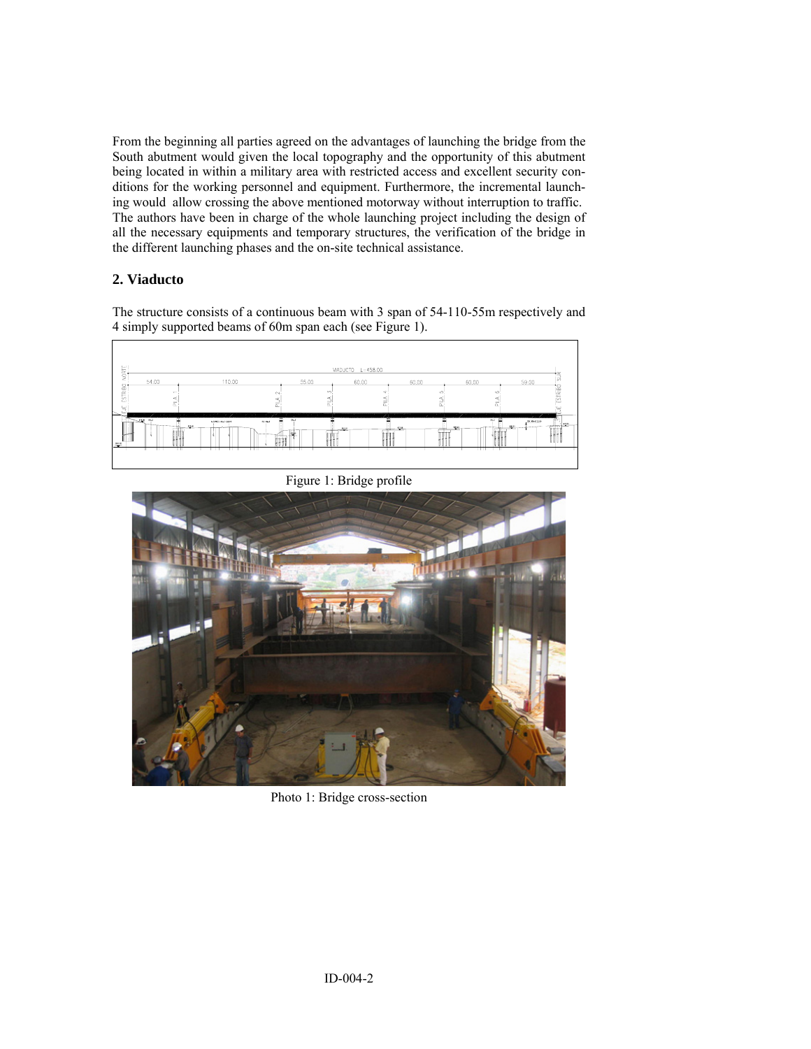From the beginning all parties agreed on the advantages of launching the bridge from the South abutment would given the local topography and the opportunity of this abutment being located in within a military area with restricted access and excellent security conditions for the working personnel and equipment. Furthermore, the incremental launching would allow crossing the above mentioned motorway without interruption to traffic. The authors have been in charge of the whole launching project including the design of all the necessary equipments and temporary structures, the verification of the bridge in the different launching phases and the on-site technical assistance.

## 2. Viaducto

The structure consists of a continuous beam with 3 span of 54-110-55m respectively and 4 simply supported beams of 60m span each (see Figure 1).

Figure 1: Bridge profile

Photo 1: Bridge cross-section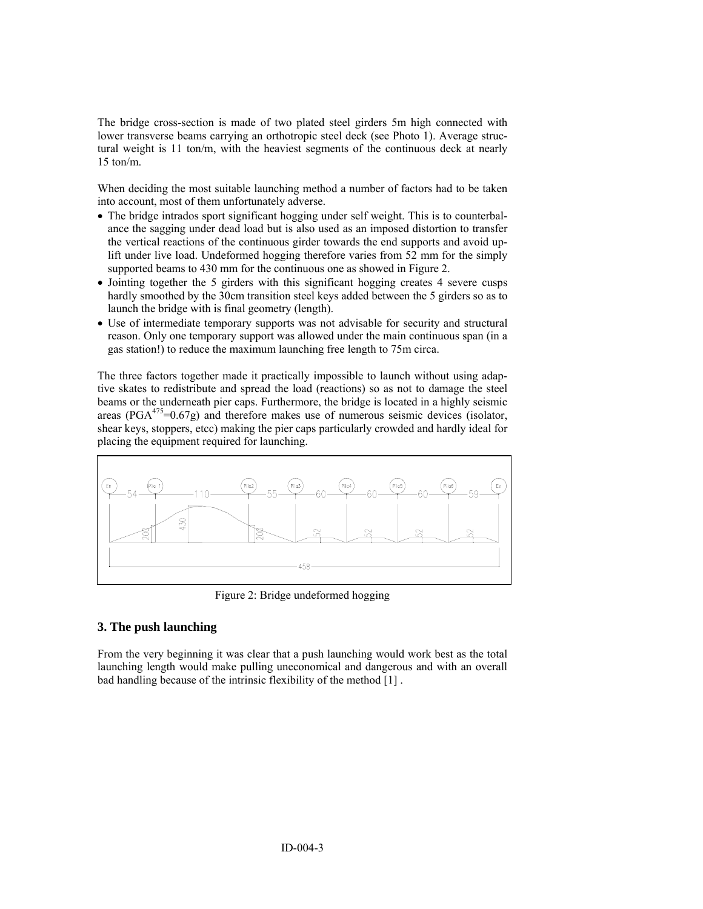The bridge cross-section is made of two plated steel girders 5m high connected with lower transverse beams carrying an orthotropic steel deck (see Photo 1). Average structural weight is 11 ton/m, with the heaviest segments of the continuous deck at nearly 15 ton/m.

When deciding the most suitable launching method a number of factors had to be taken into account, most of them unfortunately adverse.

- The bridge intrados sport significant hogging under self weight. This is to counterbalance the sagging under dead load but is also used as an imposed distortion to transfer the vertical reactions of the continuous girder towards the end supports and avoid uplift under live load. Undeformed hogging therefore varies from 52 mm for the simply supported beams to 430 mm for the continuous one as showed in Figure 2.
- Jointing together the 5 girders with this significant hogging creates 4 severe cusps hardly smoothed by the 30cm transition steel keys added between the 5 girders so as to launch the bridge with is final geometry (length).
- Use of intermediate temporary supports was not advisable for security and structural reason. Only one temporary support was allowed under the main continuous span (in a gas station!) to reduce the maximum launching free length to 75m circa.

The three factors together made it practically impossible to launch without using adaptive skates to redistribute and spread the load (reactions) so as not to damage the steel beams or the underneath pier caps. Furthermore, the bridge is located in a highly seismic areas ($PGA^{475}$=0.67g) and therefore makes use of numerous seismic devices (isolator, shear keys, stoppers, etcc) making the pier caps particularly crowded and hardly ideal for placing the equipment required for launching.

Figure 2: Bridge undeformed hogging

## 3. The push launching

From the very beginning it was clear that a push launching would work best as the total launching length would make pulling uneconomical and dangerous and with an overall bad handling because of the intrinsic flexibility of the method [1] .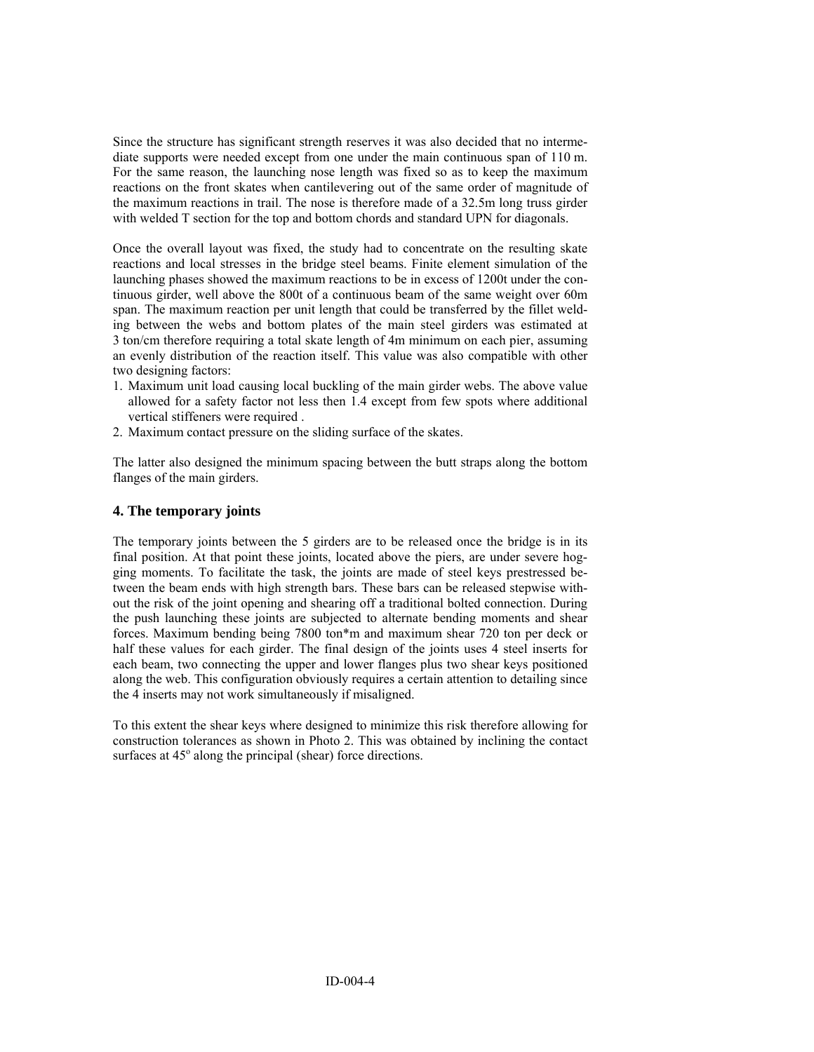Since the structure has significant strength reserves it was also decided that no intermediate supports were needed except from one under the main continuous span of 110 m. For the same reason, the launching nose length was fixed so as to keep the maximum reactions on the front skates when cantilevering out of the same order of magnitude of the maximum reactions in trail. The nose is therefore made of a 32.5m long truss girder with welded T section for the top and bottom chords and standard UPN for diagonals.

Once the overall layout was fixed, the study had to concentrate on the resulting skate reactions and local stresses in the bridge steel beams. Finite element simulation of the launching phases showed the maximum reactions to be in excess of 1200t under the continuous girder, well above the 800t of a continuous beam of the same weight over 60m span. The maximum reaction per unit length that could be transferred by the fillet welding between the webs and bottom plates of the main steel girders was estimated at 3 ton/cm therefore requiring a total skate length of 4m minimum on each pier, assuming an evenly distribution of the reaction itself. This value was also compatible with other two designing factors:

1. Maximum unit load causing local buckling of the main girder webs. The above value allowed for a safety factor not less then 1.4 except from few spots where additional vertical stiffeners were required .
2. Maximum contact pressure on the sliding surface of the skates.

The latter also designed the minimum spacing between the butt straps along the bottom flanges of the main girders.

## 4. The temporary joints

The temporary joints between the 5 girders are to be released once the bridge is in its final position. At that point these joints, located above the piers, are under severe hogging moments. To facilitate the task, the joints are made of steel keys prestressed between the beam ends with high strength bars. These bars can be released stepwise without the risk of the joint opening and shearing off a traditional bolted connection. During the push launching these joints are subjected to alternate bending moments and shear forces. Maximum bending being 7800 ton*m and maximum shear 720 ton per deck or half these values for each girder. The final design of the joints uses 4 steel inserts for each beam, two connecting the upper and lower flanges plus two shear keys positioned along the web. This configuration obviously requires a certain attention to detailing since the 4 inserts may not work simultaneously if misaligned.

To this extent the shear keys where designed to minimize this risk therefore allowing for construction tolerances as shown in Photo 2. This was obtained by inclining the contact surfaces at 45° along the principal (shear) force directions.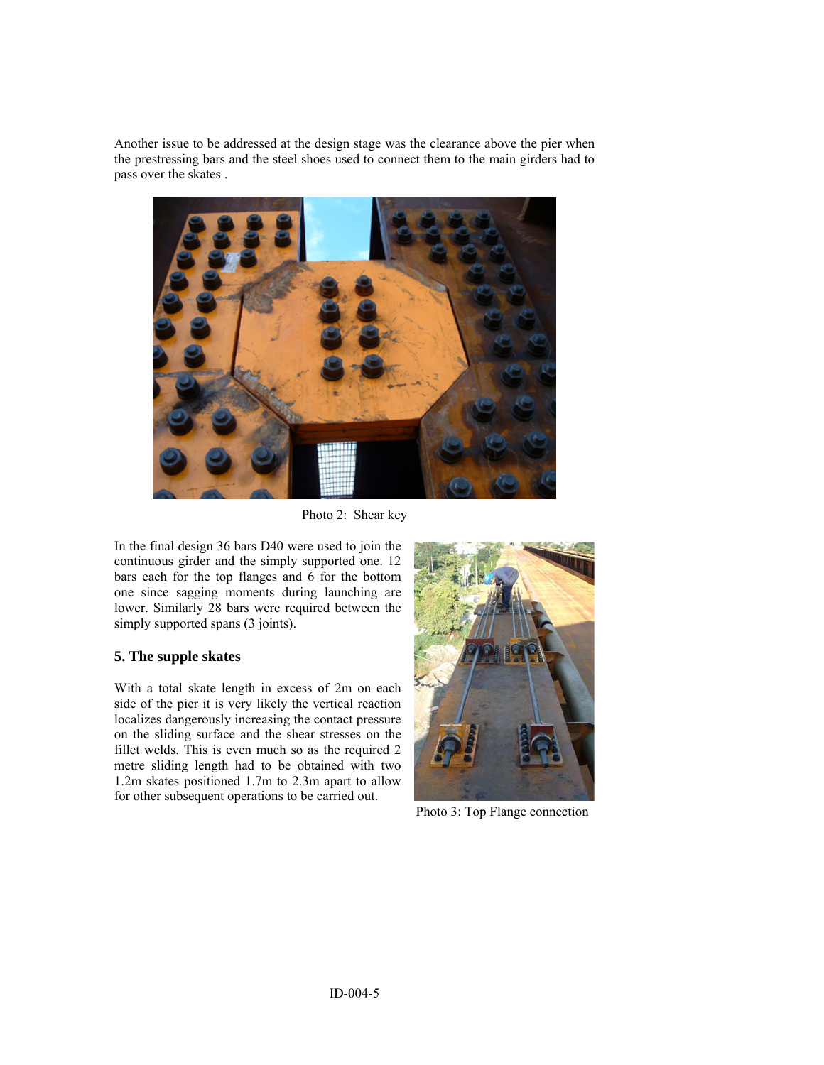Another issue to be addressed at the design stage was the clearance above the pier when the prestressing bars and the steel shoes used to connect them to the main girders had to pass over the skates .

Photo 2: Shear key

In the final design 36 bars D40 were used to join the continuous girder and the simply supported one. 12 bars each for the top flanges and 6 for the bottom one since sagging moments during launching are lower. Similarly 28 bars were required between the simply supported spans (3 joints).

### 5. The supple skates

With a total skate length in excess of 2m on each side of the pier it is very likely the vertical reaction localizes dangerously increasing the contact pressure on the sliding surface and the shear stresses on the fillet welds. This is even much so as the required 2 metre sliding length had to be obtained with two 1.2m skates positioned 1.7m to 2.3m apart to allow for other subsequent operations to be carried out.

Photo 3: Top Flange connection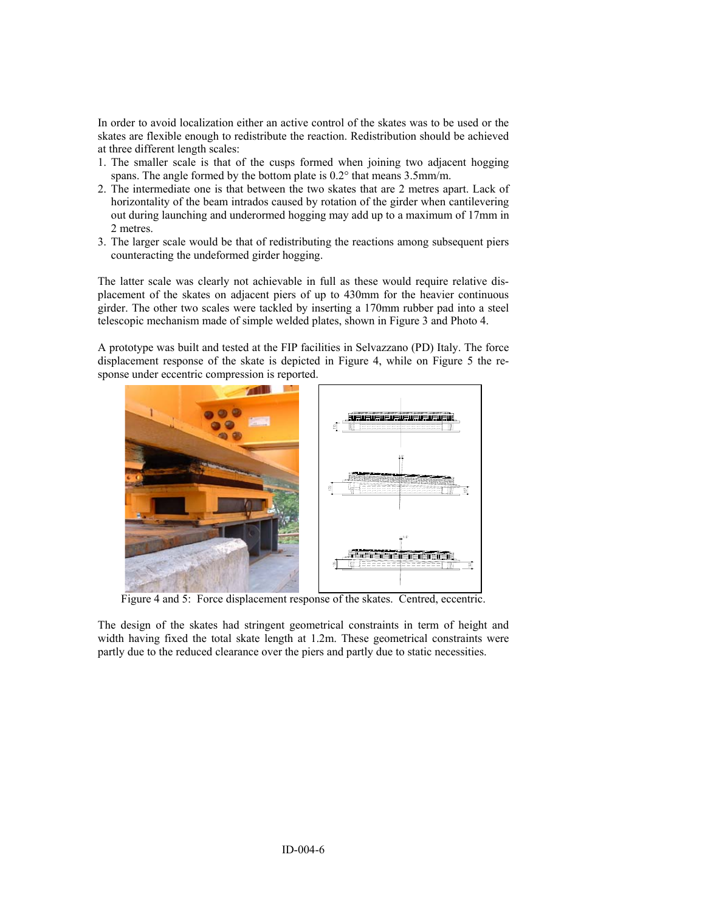In order to avoid localization either an active control of the skates was to be used or the skates are flexible enough to redistribute the reaction. Redistribution should be achieved at three different length scales:

1. The smaller scale is that of the cusps formed when joining two adjacent hogging spans. The angle formed by the bottom plate is 0.2° that means 3.5mm/m.
2. The intermediate one is that between the two skates that are 2 metres apart. Lack of horizontality of the beam intrados caused by rotation of the girder when cantilevering out during launching and underormed hogging may add up to a maximum of 17mm in 2 metres.
3. The larger scale would be that of redistributing the reactions among subsequent piers counteracting the undeformed girder hogging.

The latter scale was clearly not achievable in full as these would require relative displacement of the skates on adjacent piers of up to 430mm for the heavier continuous girder. The other two scales were tackled by inserting a 170mm rubber pad into a steel telescopic mechanism made of simple welded plates, shown in Figure 3 and Photo 4.

A prototype was built and tested at the FIP facilities in Selvazzano (PD) Italy. The force displacement response of the skate is depicted in Figure 4, while on Figure 5 the response under eccentric compression is reported.

Figure 4 and 5: Force displacement response of the skates. Centred, eccentric.

The design of the skates had stringent geometrical constraints in term of height and width having fixed the total skate length at 1.2m. These geometrical constraints were partly due to the reduced clearance over the piers and partly due to static necessities.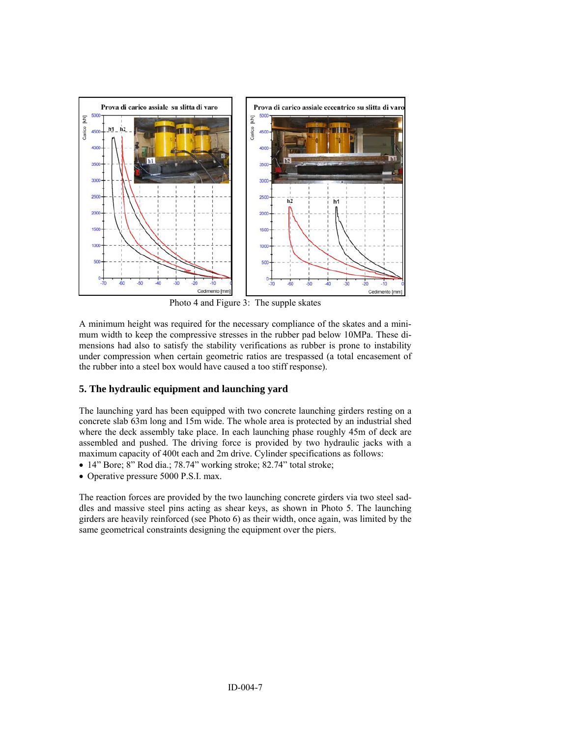Photo 4 and Figure 3: The supple skates

A minimum height was required for the necessary compliance of the skates and a minimum width to keep the compressive stresses in the rubber pad below 10MPa. These dimensions had also to satisfy the stability verifications as rubber is prone to instability under compression when certain geometric ratios are trespassed (a total encasement of the rubber into a steel box would have caused a too stiff response).

## 5. The hydraulic equipment and launching yard

The launching yard has been equipped with two concrete launching girders resting on a concrete slab 63m long and 15m wide. The whole area is protected by an industrial shed where the deck assembly take place. In each launching phase roughly 45m of deck are assembled and pushed. The driving force is provided by two hydraulic jacks with a maximum capacity of 400t each and 2m drive. Cylinder specifications as follows:

- 14" Bore; 8" Rod dia.; 78.74" working stroke; 82.74" total stroke;
- Operative pressure 5000 P.S.I. max.

The reaction forces are provided by the two launching concrete girders via two steel saddles and massive steel pins acting as shear keys, as shown in Photo 5. The launching girders are heavily reinforced (see Photo 6) as their width, once again, was limited by the same geometrical constraints designing the equipment over the piers.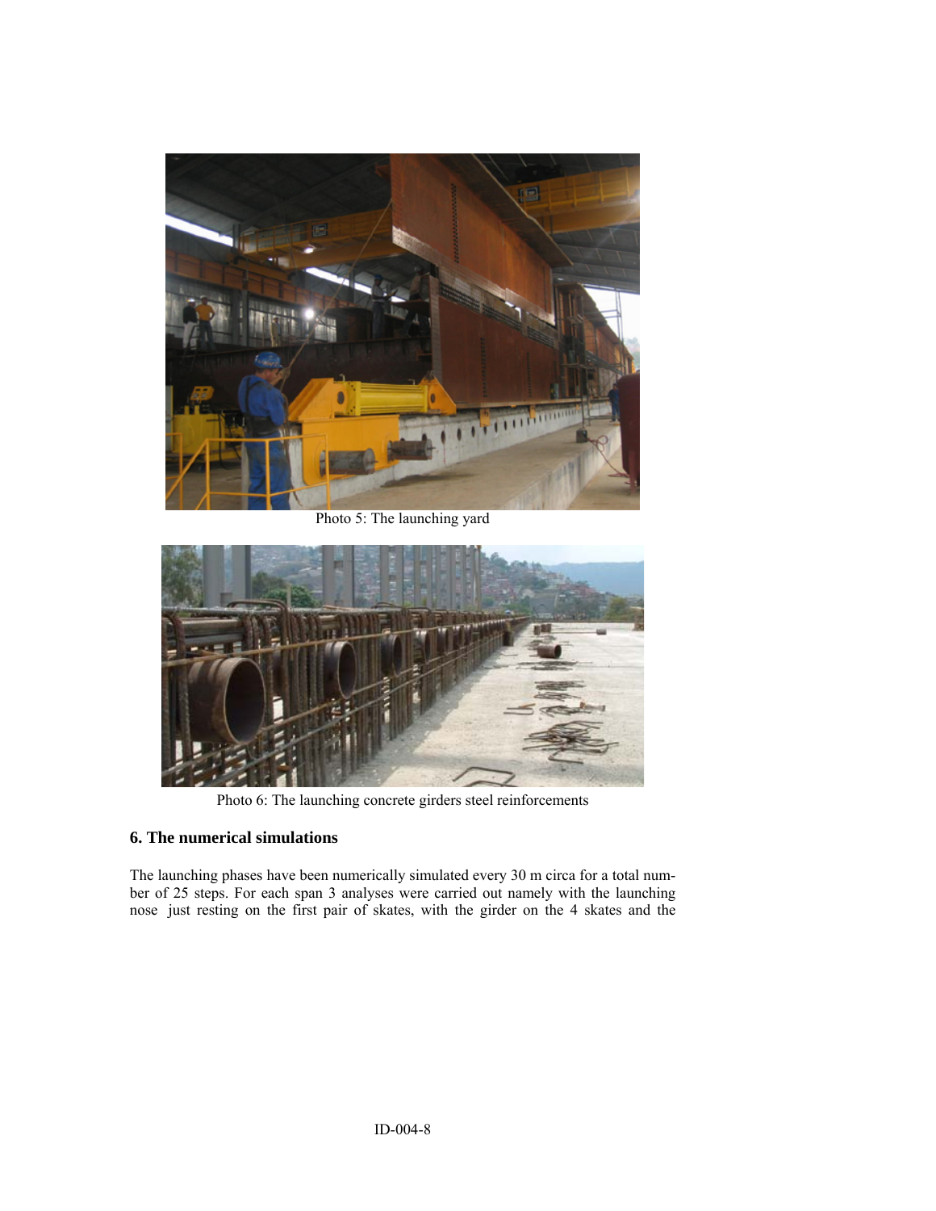Photo 5: The launching yard

Photo 6: The launching concrete girders steel reinforcements

## 6. The numerical simulations

The launching phases have been numerically simulated every 30 m circa for a total number of 25 steps. For each span 3 analyses were carried out namely with the launching nose just resting on the first pair of skates, with the girder on the 4 skates and the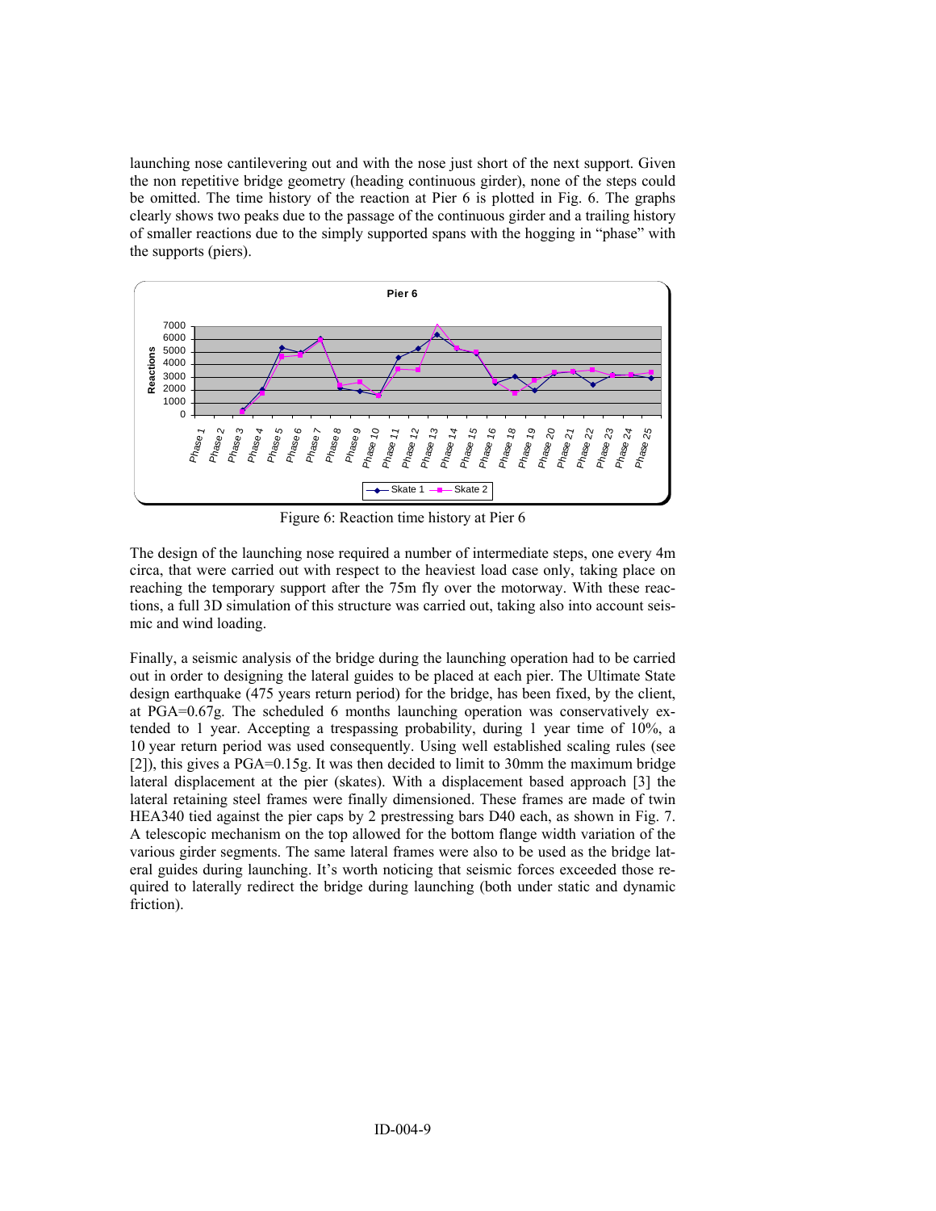launching nose cantilevering out and with the nose just short of the next support. Given the non repetitive bridge geometry (heading continuous girder), none of the steps could be omitted. The time history of the reaction at Pier 6 is plotted in Fig. 6. The graphs clearly shows two peaks due to the passage of the continuous girder and a trailing history of smaller reactions due to the simply supported spans with the hogging in "phase" with the supports (piers).

Figure 6: Reaction time history at Pier 6

The design of the launching nose required a number of intermediate steps, one every 4m circa, that were carried out with respect to the heaviest load case only, taking place on reaching the temporary support after the 75m fly over the motorway. With these reactions, a full 3D simulation of this structure was carried out, taking also into account seismic and wind loading.

Finally, a seismic analysis of the bridge during the launching operation had to be carried out in order to designing the lateral guides to be placed at each pier. The Ultimate State design earthquake (475 years return period) for the bridge, has been fixed, by the client, at PGA=0.67g. The scheduled 6 months launching operation was conservatively extended to 1 year. Accepting a trespassing probability, during 1 year time of 10%, a 10 year return period was used consequently. Using well established scaling rules (see [2]), this gives a PGA=0.15g. It was then decided to limit to 30mm the maximum bridge lateral displacement at the pier (skates). With a displacement based approach [3] the lateral retaining steel frames were finally dimensioned. These frames are made of twin HEA340 tied against the pier caps by 2 prestressing bars D40 each, as shown in Fig. 7. A telescopic mechanism on the top allowed for the bottom flange width variation of the various girder segments. The same lateral frames were also to be used as the bridge lateral guides during launching. It's worth noticing that seismic forces exceeded those required to laterally redirect the bridge during launching (both under static and dynamic friction).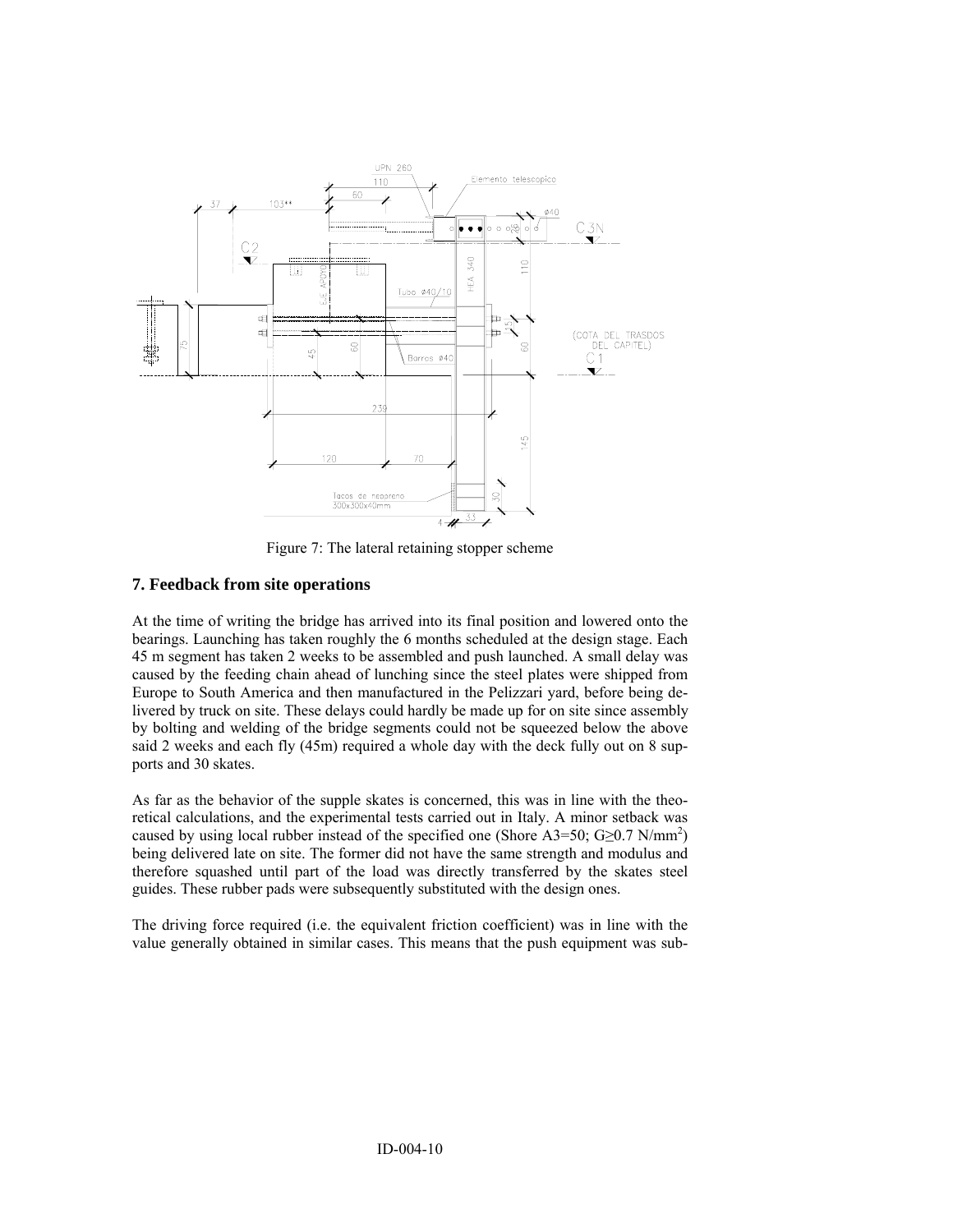Figure 7: The lateral retaining stopper scheme

## 7. Feedback from site operations

At the time of writing the bridge has arrived into its final position and lowered onto the bearings. Launching has taken roughly the 6 months scheduled at the design stage. Each 45 m segment has taken 2 weeks to be assembled and push launched. A small delay was caused by the feeding chain ahead of lunching since the steel plates were shipped from Europe to South America and then manufactured in the Pelizzari yard, before being delivered by truck on site. These delays could hardly be made up for on site since assembly by bolting and welding of the bridge segments could not be squeezed below the above said 2 weeks and each fly (45m) required a whole day with the deck fully out on 8 supports and 30 skates.

As far as the behavior of the supple skates is concerned, this was in line with the theoretical calculations, and the experimental tests carried out in Italy. A minor setback was caused by using local rubber instead of the specified one (Shore A3=50; $G \geq 0.7$ N/mm$^2$) being delivered late on site. The former did not have the same strength and modulus and therefore squashed until part of the load was directly transferred by the skates steel guides. These rubber pads were subsequently substituted with the design ones.

The driving force required (i.e. the equivalent friction coefficient) was in line with the value generally obtained in similar cases. This means that the push equipment was sub-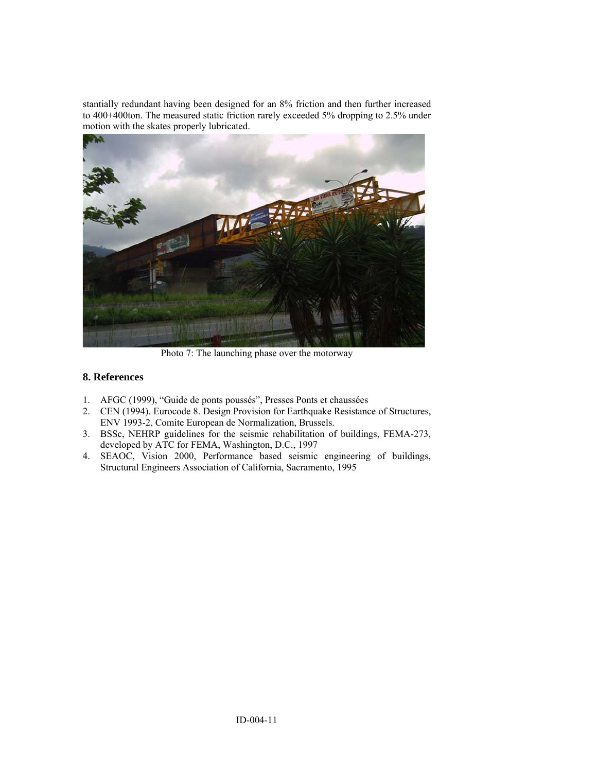stantially redundant having been designed for an 8% friction and then further increased to 400+400ton. The measured static friction rarely exceeded 5% dropping to 2.5% under motion with the skates properly lubricated.

Photo 7: The launching phase over the motorway

## 8. References

1. AFGC (1999), "Guide de ponts poussés", Presses Ponts et chaussées
2. CEN (1994). Eurocode 8. Design Provision for Earthquake Resistance of Structures, ENV 1993-2, Comite European de Normalization, Brussels.
3. BSSc, NEHRP guidelines for the seismic rehabilitation of buildings, FEMA-273, developed by ATC for FEMA, Washington, D.C., 1997
4. SEAOC, Vision 2000, Performance based seismic engineering of buildings, Structural Engineers Association of California, Sacramento, 1995